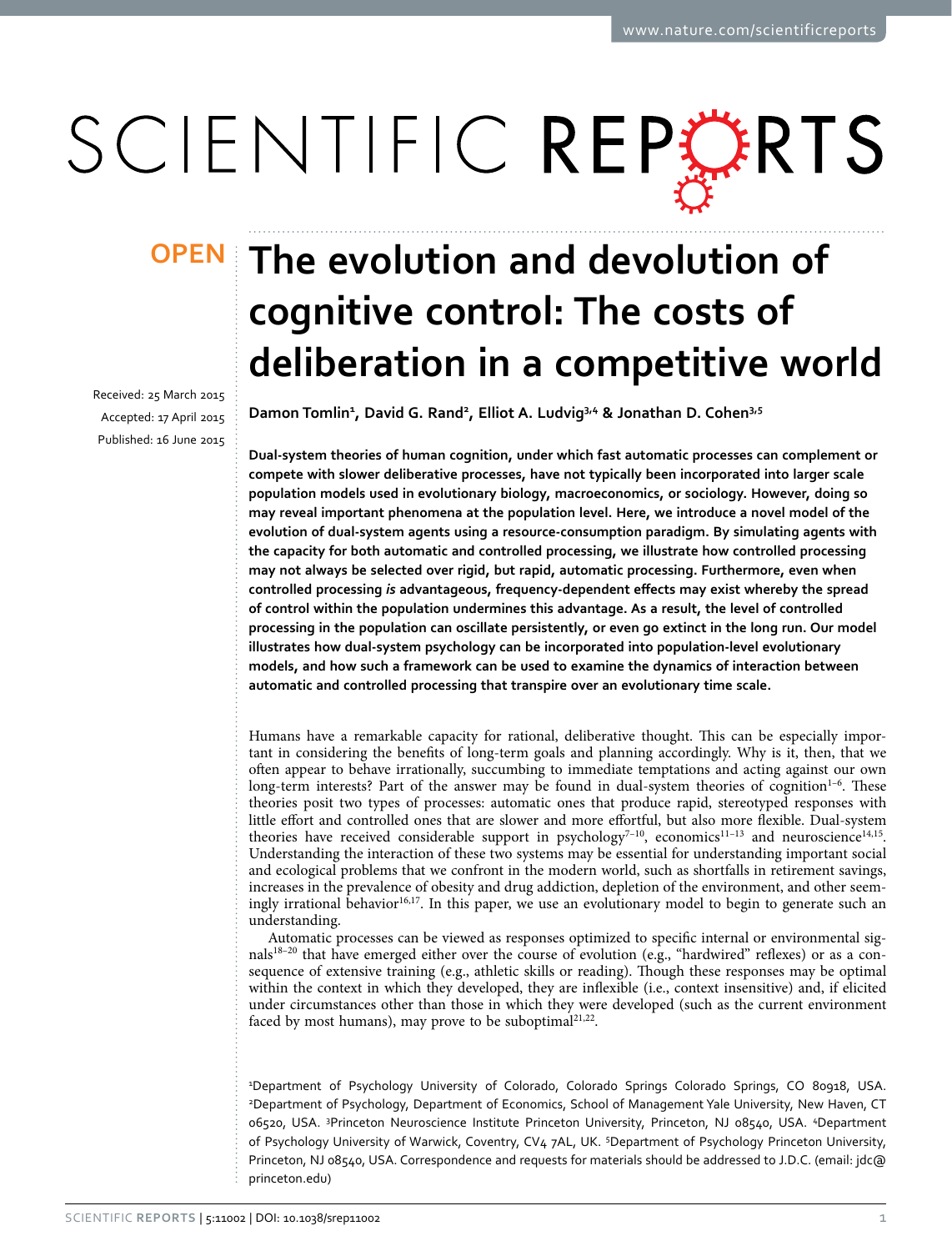OPEN

# The evolution and devolution of cognitive control: The costs of deliberation in a competitive world

Received: 25 March 2015
Accepted: 17 April 2015
Published: 16 June 2015

**Damon Tomlin[1], David G. Rand[2], Elliot A. Ludvig[3,4] & Jonathan D. Cohen[3,5]**

**Dual-system theories of human cognition, under which fast automatic processes can complement or compete with slower deliberative processes, have not typically been incorporated into larger scale population models used in evolutionary biology, macroeconomics, or sociology. However, doing so may reveal important phenomena at the population level. Here, we introduce a novel model of the evolution of dual-system agents using a resource-consumption paradigm. By simulating agents with the capacity for both automatic and controlled processing, we illustrate how controlled processing may not always be selected over rigid, but rapid, automatic processing. Furthermore, even when controlled processing *is* advantageous, frequency-dependent effects may exist whereby the spread of control within the population undermines this advantage. As a result, the level of controlled processing in the population can oscillate persistently, or even go extinct in the long run. Our model illustrates how dual-system psychology can be incorporated into population-level evolutionary models, and how such a framework can be used to examine the dynamics of interaction between automatic and controlled processing that transpire over an evolutionary time scale.**

Humans have a remarkable capacity for rational, deliberative thought. This can be especially important in considering the benefits of long-term goals and planning accordingly. Why is it, then, that we often appear to behave irrationally, succumbing to immediate temptations and acting against our own long-term interests? Part of the answer may be found in dual-system theories of cognition[1–6]. These theories posit two types of processes: automatic ones that produce rapid, stereotyped responses with little effort and controlled ones that are slower and more effortful, but also more flexible. Dual-system theories have received considerable support in psychology[7–10], economics[11–13] and neuroscience[14,15]. Understanding the interaction of these two systems may be essential for understanding important social and ecological problems that we confront in the modern world, such as shortfalls in retirement savings, increases in the prevalence of obesity and drug addiction, depletion of the environment, and other seemingly irrational behavior[16,17]. In this paper, we use an evolutionary model to begin to generate such an understanding.

Automatic processes can be viewed as responses optimized to specific internal or environmental signals[18–20] that have emerged either over the course of evolution (e.g., "hardwired" reflexes) or as a consequence of extensive training (e.g., athletic skills or reading). Though these responses may be optimal within the context in which they developed, they are inflexible (i.e., context insensitive) and, if elicited under circumstances other than those in which they were developed (such as the current environment faced by most humans), may prove to be suboptimal[21,22].

[1]Department of Psychology University of Colorado, Colorado Springs Colorado Springs, CO 80918, USA. [2]Department of Psychology, Department of Economics, School of Management Yale University, New Haven, CT 06520, USA. [3]Princeton Neuroscience Institute Princeton University, Princeton, NJ 08540, USA. [4]Department of Psychology University of Warwick, Coventry, CV4 7AL, UK. [5]Department of Psychology Princeton University, Princeton, NJ 08540, USA. Correspondence and requests for materials should be addressed to J.D.C. (email: jdc@princeton.edu)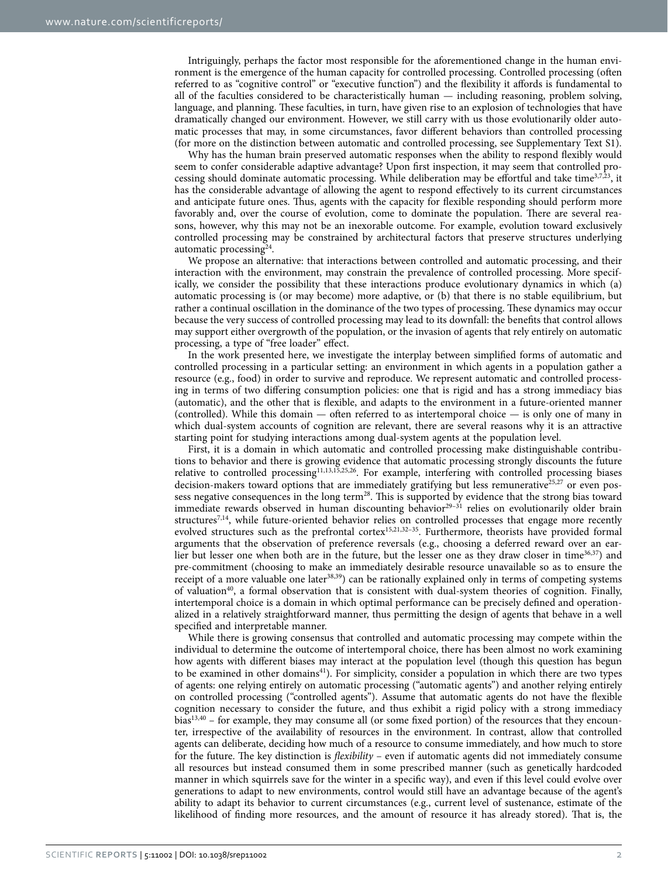Intriguingly, perhaps the factor most responsible for the aforementioned change in the human environment is the emergence of the human capacity for controlled processing. Controlled processing (often referred to as "cognitive control" or "executive function") and the flexibility it affords is fundamental to all of the faculties considered to be characteristically human — including reasoning, problem solving, language, and planning. These faculties, in turn, have given rise to an explosion of technologies that have dramatically changed our environment. However, we still carry with us those evolutionarily older automatic processes that may, in some circumstances, favor different behaviors than controlled processing (for more on the distinction between automatic and controlled processing, see Supplementary Text S1).

Why has the human brain preserved automatic responses when the ability to respond flexibly would seem to confer considerable adaptive advantage? Upon first inspection, it may seem that controlled processing should dominate automatic processing. While deliberation may be effortful and take time[3,7,23], it has the considerable advantage of allowing the agent to respond effectively to its current circumstances and anticipate future ones. Thus, agents with the capacity for flexible responding should perform more favorably and, over the course of evolution, come to dominate the population. There are several reasons, however, why this may not be an inexorable outcome. For example, evolution toward exclusively controlled processing may be constrained by architectural factors that preserve structures underlying automatic processing[24].

We propose an alternative: that interactions between controlled and automatic processing, and their interaction with the environment, may constrain the prevalence of controlled processing. More specifically, we consider the possibility that these interactions produce evolutionary dynamics in which (a) automatic processing is (or may become) more adaptive, or (b) that there is no stable equilibrium, but rather a continual oscillation in the dominance of the two types of processing. These dynamics may occur because the very success of controlled processing may lead to its downfall: the benefits that control allows may support either overgrowth of the population, or the invasion of agents that rely entirely on automatic processing, a type of "free loader" effect.

In the work presented here, we investigate the interplay between simplified forms of automatic and controlled processing in a particular setting: an environment in which agents in a population gather a resource (e.g., food) in order to survive and reproduce. We represent automatic and controlled processing in terms of two differing consumption policies: one that is rigid and has a strong immediacy bias (automatic), and the other that is flexible, and adapts to the environment in a future-oriented manner (controlled). While this domain — often referred to as intertemporal choice — is only one of many in which dual-system accounts of cognition are relevant, there are several reasons why it is an attractive starting point for studying interactions among dual-system agents at the population level.

First, it is a domain in which automatic and controlled processing make distinguishable contributions to behavior and there is growing evidence that automatic processing strongly discounts the future relative to controlled processing[11,13,15,25,26]. For example, interfering with controlled processing biases decision-makers toward options that are immediately gratifying but less remunerative[25,27] or even possess negative consequences in the long term[28]. This is supported by evidence that the strong bias toward immediate rewards observed in human discounting behavior[29–31] relies on evolutionarily older brain structures[7,14], while future-oriented behavior relies on controlled processes that engage more recently evolved structures such as the prefrontal cortex[15,21,32–35]. Furthermore, theorists have provided formal arguments that the observation of preference reversals (e.g., choosing a deferred reward over an earlier but lesser one when both are in the future, but the lesser one as they draw closer in time[36,37]) and pre-commitment (choosing to make an immediately desirable resource unavailable so as to ensure the receipt of a more valuable one later[38,39]) can be rationally explained only in terms of competing systems of valuation[40], a formal observation that is consistent with dual-system theories of cognition. Finally, intertemporal choice is a domain in which optimal performance can be precisely defined and operationalized in a relatively straightforward manner, thus permitting the design of agents that behave in a well specified and interpretable manner.

While there is growing consensus that controlled and automatic processing may compete within the individual to determine the outcome of intertemporal choice, there has been almost no work examining how agents with different biases may interact at the population level (though this question has begun to be examined in other domains[41]). For simplicity, consider a population in which there are two types of agents: one relying entirely on automatic processing ("automatic agents") and another relying entirely on controlled processing ("controlled agents"). Assume that automatic agents do not have the flexible cognition necessary to consider the future, and thus exhibit a rigid policy with a strong immediacy bias[13,40] – for example, they may consume all (or some fixed portion) of the resources that they encounter, irrespective of the availability of resources in the environment. In contrast, allow that controlled agents can deliberate, deciding how much of a resource to consume immediately, and how much to store for the future. The key distinction is *flexibility* – even if automatic agents did not immediately consume all resources but instead consumed them in some prescribed manner (such as genetically hardcoded manner in which squirrels save for the winter in a specific way), and even if this level could evolve over generations to adapt to new environments, control would still have an advantage because of the agent's ability to adapt its behavior to current circumstances (e.g., current level of sustenance, estimate of the likelihood of finding more resources, and the amount of resource it has already stored). That is, the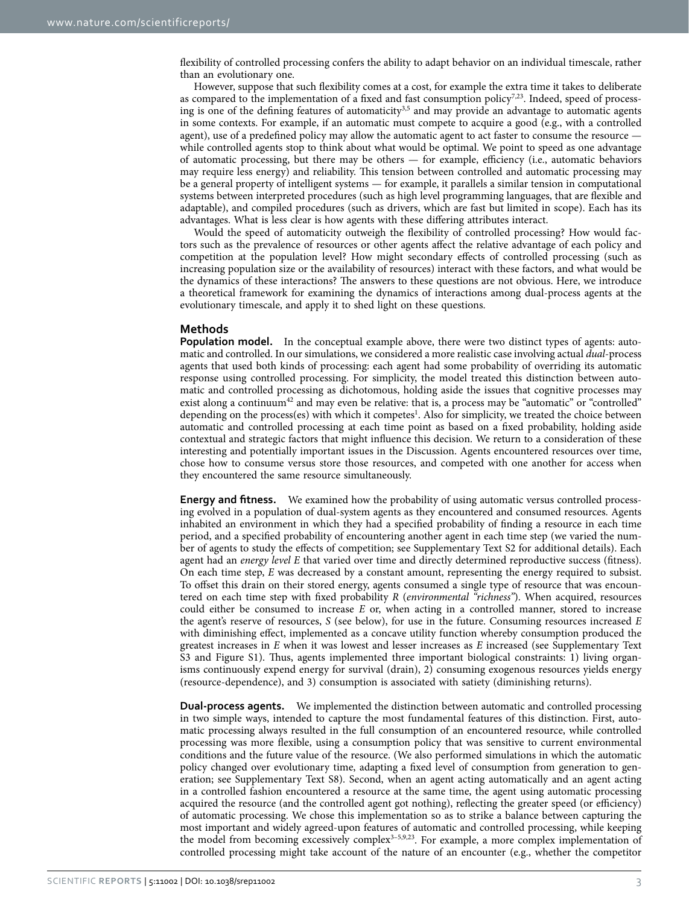flexibility of controlled processing confers the ability to adapt behavior on an individual timescale, rather than an evolutionary one.

However, suppose that such flexibility comes at a cost, for example the extra time it takes to deliberate as compared to the implementation of a fixed and fast consumption policy[7,23]. Indeed, speed of processing is one of the defining features of automaticity[3,5] and may provide an advantage to automatic agents in some contexts. For example, if an automatic must compete to acquire a good (e.g., with a controlled agent), use of a predefined policy may allow the automatic agent to act faster to consume the resource — while controlled agents stop to think about what would be optimal. We point to speed as one advantage of automatic processing, but there may be others — for example, efficiency (i.e., automatic behaviors may require less energy) and reliability. This tension between controlled and automatic processing may be a general property of intelligent systems — for example, it parallels a similar tension in computational systems between interpreted procedures (such as high level programming languages, that are flexible and adaptable), and compiled procedures (such as drivers, which are fast but limited in scope). Each has its advantages. What is less clear is how agents with these differing attributes interact.

Would the speed of automaticity outweigh the flexibility of controlled processing? How would factors such as the prevalence of resources or other agents affect the relative advantage of each policy and competition at the population level? How might secondary effects of controlled processing (such as increasing population size or the availability of resources) interact with these factors, and what would be the dynamics of these interactions? The answers to these questions are not obvious. Here, we introduce a theoretical framework for examining the dynamics of interactions among dual-process agents at the evolutionary timescale, and apply it to shed light on these questions.

## Methods

**Population model.** In the conceptual example above, there were two distinct types of agents: automatic and controlled. In our simulations, we considered a more realistic case involving actual *dual*-process agents that used both kinds of processing: each agent had some probability of overriding its automatic response using controlled processing. For simplicity, the model treated this distinction between automatic and controlled processing as dichotomous, holding aside the issues that cognitive processes may exist along a continuum[42] and may even be relative: that is, a process may be "automatic" or "controlled" depending on the process(es) with which it competes[1]. Also for simplicity, we treated the choice between automatic and controlled processing at each time point as based on a fixed probability, holding aside contextual and strategic factors that might influence this decision. We return to a consideration of these interesting and potentially important issues in the Discussion. Agents encountered resources over time, chose how to consume versus store those resources, and competed with one another for access when they encountered the same resource simultaneously.

**Energy and fitness.** We examined how the probability of using automatic versus controlled processing evolved in a population of dual-system agents as they encountered and consumed resources. Agents inhabited an environment in which they had a specified probability of finding a resource in each time period, and a specified probability of encountering another agent in each time step (we varied the number of agents to study the effects of competition; see Supplementary Text S2 for additional details). Each agent had an *energy level* $E$ that varied over time and directly determined reproductive success (fitness). On each time step, $E$ was decreased by a constant amount, representing the energy required to subsist. To offset this drain on their stored energy, agents consumed a single type of resource that was encountered on each time step with fixed probability $R$ (*environmental "richness"*). When acquired, resources could either be consumed to increase $E$ or, when acting in a controlled manner, stored to increase the agent's reserve of resources, $S$ (see below), for use in the future. Consuming resources increased $E$ with diminishing effect, implemented as a concave utility function whereby consumption produced the greatest increases in $E$ when it was lowest and lesser increases as $E$ increased (see Supplementary Text S3 and Figure S1). Thus, agents implemented three important biological constraints: 1) living organisms continuously expend energy for survival (drain), 2) consuming exogenous resources yields energy (resource-dependence), and 3) consumption is associated with satiety (diminishing returns).

**Dual-process agents.** We implemented the distinction between automatic and controlled processing in two simple ways, intended to capture the most fundamental features of this distinction. First, automatic processing always resulted in the full consumption of an encountered resource, while controlled processing was more flexible, using a consumption policy that was sensitive to current environmental conditions and the future value of the resource. (We also performed simulations in which the automatic policy changed over evolutionary time, adapting a fixed level of consumption from generation to generation; see Supplementary Text S8). Second, when an agent acting automatically and an agent acting in a controlled fashion encountered a resource at the same time, the agent using automatic processing acquired the resource (and the controlled agent got nothing), reflecting the greater speed (or efficiency) of automatic processing. We chose this implementation so as to strike a balance between capturing the most important and widely agreed-upon features of automatic and controlled processing, while keeping the model from becoming excessively complex[3–5,9,23]. For example, a more complex implementation of controlled processing might take account of the nature of an encounter (e.g., whether the competitor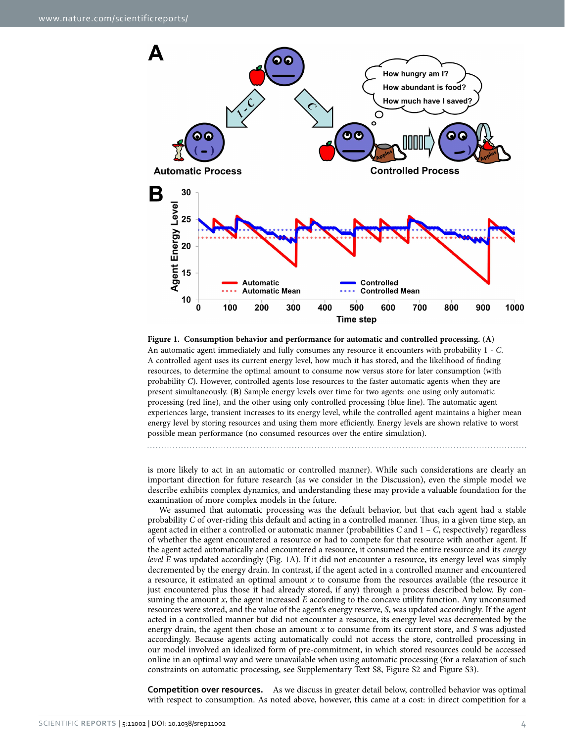**Figure 1. Consumption behavior and performance for automatic and controlled processing.** (**A**) An automatic agent immediately and fully consumes any resource it encounters with probability 1 - *C*. A controlled agent uses its current energy level, how much it has stored, and the likelihood of finding resources, to determine the optimal amount to consume now versus store for later consumption (with probability *C*). However, controlled agents lose resources to the faster automatic agents when they are present simultaneously. (**B**) Sample energy levels over time for two agents: one using only automatic processing (red line), and the other using only controlled processing (blue line). The automatic agent experiences large, transient increases to its energy level, while the controlled agent maintains a higher mean energy level by storing resources and using them more efficiently. Energy levels are shown relative to worst possible mean performance (no consumed resources over the entire simulation).

is more likely to act in an automatic or controlled manner). While such considerations are clearly an important direction for future research (as we consider in the Discussion), even the simple model we describe exhibits complex dynamics, and understanding these may provide a valuable foundation for the examination of more complex models in the future.

We assumed that automatic processing was the default behavior, but that each agent had a stable probability *C* of over-riding this default and acting in a controlled manner. Thus, in a given time step, an agent acted in either a controlled or automatic manner (probabilities *C* and 1 – *C*, respectively) regardless of whether the agent encountered a resource or had to compete for that resource with another agent. If the agent acted automatically and encountered a resource, it consumed the entire resource and its *energy level E* was updated accordingly (Fig. 1A). If it did not encounter a resource, its energy level was simply decremented by the energy drain. In contrast, if the agent acted in a controlled manner and encountered a resource, it estimated an optimal amount *x* to consume from the resources available (the resource it just encountered plus those it had already stored, if any) through a process described below. By consuming the amount *x*, the agent increased *E* according to the concave utility function. Any unconsumed resources were stored, and the value of the agent's energy reserve, *S*, was updated accordingly. If the agent acted in a controlled manner but did not encounter a resource, its energy level was decremented by the energy drain, the agent then chose an amount *x* to consume from its current store, and *S* was adjusted accordingly. Because agents acting automatically could not access the store, controlled processing in our model involved an idealized form of pre-commitment, in which stored resources could be accessed online in an optimal way and were unavailable when using automatic processing (for a relaxation of such constraints on automatic processing, see Supplementary Text S8, Figure S2 and Figure S3).

**Competition over resources.** As we discuss in greater detail below, controlled behavior was optimal with respect to consumption. As noted above, however, this came at a cost: in direct competition for a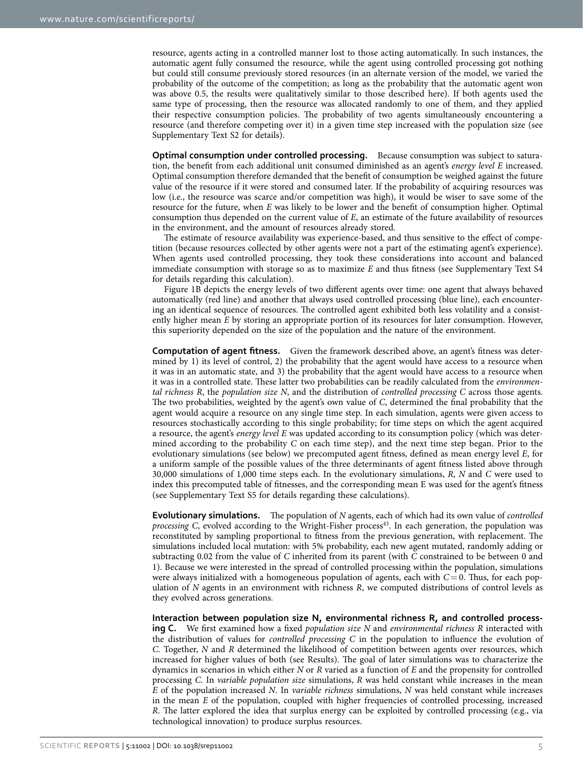resource, agents acting in a controlled manner lost to those acting automatically. In such instances, the automatic agent fully consumed the resource, while the agent using controlled processing got nothing but could still consume previously stored resources (in an alternate version of the model, we varied the probability of the outcome of the competition; as long as the probability that the automatic agent won was above 0.5, the results were qualitatively similar to those described here). If both agents used the same type of processing, then the resource was allocated randomly to one of them, and they applied their respective consumption policies. The probability of two agents simultaneously encountering a resource (and therefore competing over it) in a given time step increased with the population size (see Supplementary Text S2 for details).

**Optimal consumption under controlled processing.** Because consumption was subject to saturation, the benefit from each additional unit consumed diminished as an agent's *energy level E* increased. Optimal consumption therefore demanded that the benefit of consumption be weighed against the future value of the resource if it were stored and consumed later. If the probability of acquiring resources was low (i.e., the resource was scarce and/or competition was high), it would be wiser to save some of the resource for the future, when *E* was likely to be lower and the benefit of consumption higher. Optimal consumption thus depended on the current value of *E*, an estimate of the future availability of resources in the environment, and the amount of resources already stored.

The estimate of resource availability was experience-based, and thus sensitive to the effect of competition (because resources collected by other agents were not a part of the estimating agent's experience). When agents used controlled processing, they took these considerations into account and balanced immediate consumption with storage so as to maximize *E* and thus fitness (see Supplementary Text S4 for details regarding this calculation).

Figure 1B depicts the energy levels of two different agents over time: one agent that always behaved automatically (red line) and another that always used controlled processing (blue line), each encountering an identical sequence of resources. The controlled agent exhibited both less volatility and a consistently higher mean *E* by storing an appropriate portion of its resources for later consumption. However, this superiority depended on the size of the population and the nature of the environment.

**Computation of agent fitness.** Given the framework described above, an agent's fitness was determined by 1) its level of control, 2) the probability that the agent would have access to a resource when it was in an automatic state, and 3) the probability that the agent would have access to a resource when it was in a controlled state. These latter two probabilities can be readily calculated from the *environmental richness R*, the *population size N*, and the distribution of *controlled processing C* across those agents. The two probabilities, weighted by the agent's own value of *C*, determined the final probability that the agent would acquire a resource on any single time step. In each simulation, agents were given access to resources stochastically according to this single probability; for time steps on which the agent acquired a resource, the agent's *energy level E* was updated according to its consumption policy (which was determined according to the probability *C* on each time step), and the next time step began. Prior to the evolutionary simulations (see below) we precomputed agent fitness, defined as mean energy level *E*, for a uniform sample of the possible values of the three determinants of agent fitness listed above through 30,000 simulations of 1,000 time steps each. In the evolutionary simulations, *R*, *N* and *C* were used to index this precomputed table of fitnesses, and the corresponding mean E was used for the agent's fitness (see Supplementary Text S5 for details regarding these calculations).

**Evolutionary simulations.** The population of *N* agents, each of which had its own value of *controlled processing C*, evolved according to the Wright-Fisher process[43]. In each generation, the population was reconstituted by sampling proportional to fitness from the previous generation, with replacement. The simulations included local mutation: with 5% probability, each new agent mutated, randomly adding or subtracting 0.02 from the value of *C* inherited from its parent (with *C* constrained to be between 0 and 1). Because we were interested in the spread of controlled processing within the population, simulations were always initialized with a homogeneous population of agents, each with $C = 0$. Thus, for each population of *N* agents in an environment with richness *R*, we computed distributions of control levels as they evolved across generations.

**Interaction between population size N, environmental richness R, and controlled processing C.** We first examined how a fixed *population size N* and *environmental richness R* interacted with the distribution of values for *controlled processing C* in the population to influence the evolution of *C*. Together, *N* and *R* determined the likelihood of competition between agents over resources, which increased for higher values of both (see Results). The goal of later simulations was to characterize the dynamics in scenarios in which either *N* or *R* varied as a function of *E* and the propensity for controlled processing *C*. In *variable population size* simulations, *R* was held constant while increases in the mean *E* of the population increased *N*. In *variable richness* simulations, *N* was held constant while increases in the mean *E* of the population, coupled with higher frequencies of controlled processing, increased *R*. The latter explored the idea that surplus energy can be exploited by controlled processing (e.g., via technological innovation) to produce surplus resources.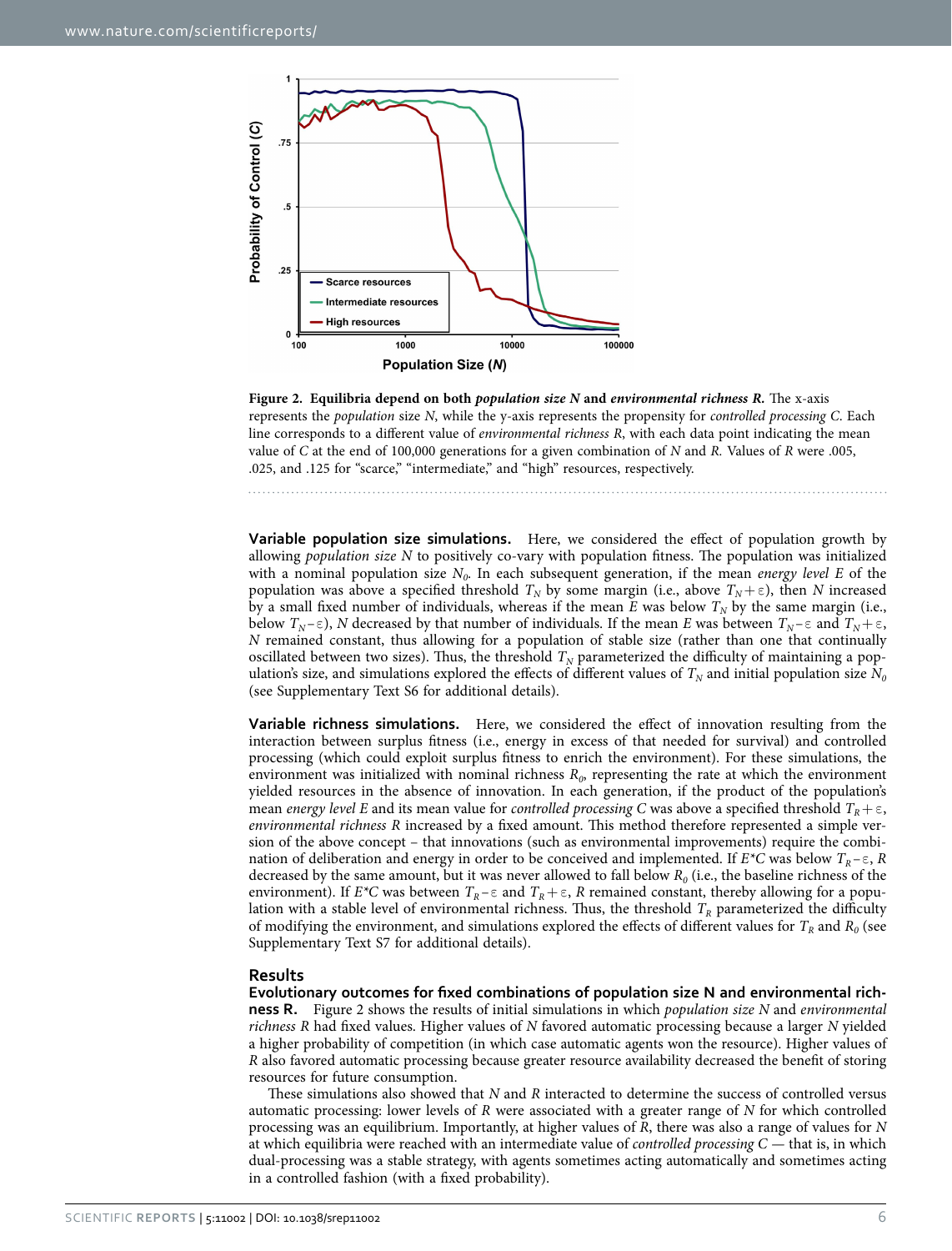**Figure 2. Equilibria depend on both *population size N* and *environmental richness R*.** The x-axis represents the *population* size *N*, while the y-axis represents the propensity for *controlled processing C*. Each line corresponds to a different value of *environmental richness R*, with each data point indicating the mean value of *C* at the end of 100,000 generations for a given combination of *N* and *R*. Values of *R* were .005, .025, and .125 for "scarce," "intermediate," and "high" resources, respectively.

**Variable population size simulations.** Here, we considered the effect of population growth by allowing *population size N* to positively co-vary with population fitness. The population was initialized with a nominal population size $N_0$. In each subsequent generation, if the mean *energy level E* of the population was above a specified threshold $T_N$ by some margin (i.e., above $T_N + \varepsilon$), then *N* increased by a small fixed number of individuals, whereas if the mean *E* was below $T_N$ by the same margin (i.e., below $T_N - \varepsilon$), *N* decreased by that number of individuals. If the mean *E* was between $T_N - \varepsilon$ and $T_N + \varepsilon$, *N* remained constant, thus allowing for a population of stable size (rather than one that continually oscillated between two sizes). Thus, the threshold $T_N$ parameterized the difficulty of maintaining a population's size, and simulations explored the effects of different values of $T_N$ and initial population size $N_0$ (see Supplementary Text S6 for additional details).

**Variable richness simulations.** Here, we considered the effect of innovation resulting from the interaction between surplus fitness (i.e., energy in excess of that needed for survival) and controlled processing (which could exploit surplus fitness to enrich the environment). For these simulations, the environment was initialized with nominal richness $R_0$, representing the rate at which the environment yielded resources in the absence of innovation. In each generation, if the product of the population's mean *energy level E* and its mean value for *controlled processing C* was above a specified threshold $T_R + \varepsilon$, *environmental richness R* increased by a fixed amount. This method therefore represented a simple version of the above concept – that innovations (such as environmental improvements) require the combination of deliberation and energy in order to be conceived and implemented. If $E^*C$ was below $T_R - \varepsilon$, *R* decreased by the same amount, but it was never allowed to fall below $R_0$ (i.e., the baseline richness of the environment). If $E^*C$ was between $T_R - \varepsilon$ and $T_R + \varepsilon$, *R* remained constant, thereby allowing for a population with a stable level of environmental richness. Thus, the threshold $T_R$ parameterized the difficulty of modifying the environment, and simulations explored the effects of different values for $T_R$ and $R_0$ (see Supplementary Text S7 for additional details).

## Results

**Evolutionary outcomes for fixed combinations of population size N and environmental richness R.** Figure 2 shows the results of initial simulations in which *population size N* and *environmental richness R* had fixed values. Higher values of *N* favored automatic processing because a larger *N* yielded a higher probability of competition (in which case automatic agents won the resource). Higher values of *R* also favored automatic processing because greater resource availability decreased the benefit of storing resources for future consumption.

These simulations also showed that *N* and *R* interacted to determine the success of controlled versus automatic processing: lower levels of *R* were associated with a greater range of *N* for which controlled processing was an equilibrium. Importantly, at higher values of *R*, there was also a range of values for *N* at which equilibria were reached with an intermediate value of *controlled processing C* — that is, in which dual-processing was a stable strategy, with agents sometimes acting automatically and sometimes acting in a controlled fashion (with a fixed probability).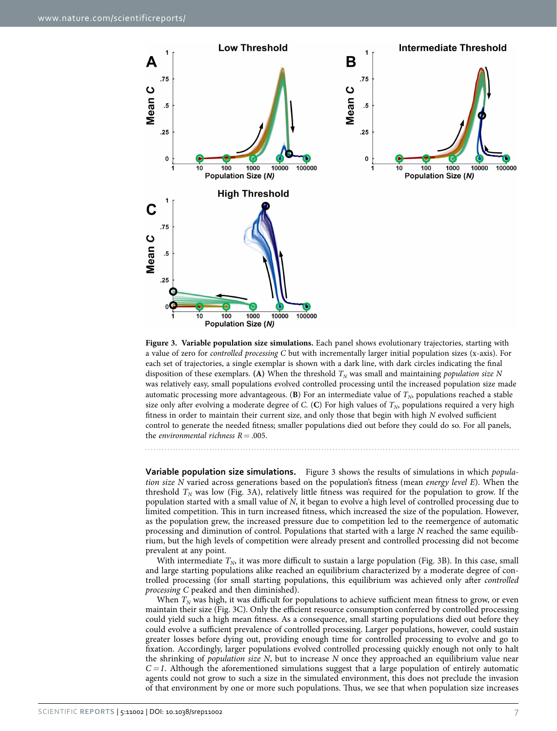**Figure 3. Variable population size simulations.** Each panel shows evolutionary trajectories, starting with a value of zero for *controlled processing C* but with incrementally larger initial population sizes (x-axis). For each set of trajectories, a single exemplar is shown with a dark line, with dark circles indicating the final disposition of these exemplars. **(A)** When the threshold $T_N$ was small and maintaining *population size N* was relatively easy, small populations evolved controlled processing until the increased population size made automatic processing more advantageous. (**B**) For an intermediate value of $T_N$, populations reached a stable size only after evolving a moderate degree of *C*. (**C**) For high values of $T_N$, populations required a very high fitness in order to maintain their current size, and only those that begin with high *N* evolved sufficient control to generate the needed fitness; smaller populations died out before they could do so. For all panels, the *environmental richness* $R = .005$.

**Variable population size simulations.** Figure 3 shows the results of simulations in which *population size N* varied across generations based on the population's fitness (mean *energy level E*). When the threshold $T_N$ was low (Fig. 3A), relatively little fitness was required for the population to grow. If the population started with a small value of *N*, it began to evolve a high level of controlled processing due to limited competition. This in turn increased fitness, which increased the size of the population. However, as the population grew, the increased pressure due to competition led to the reemergence of automatic processing and diminution of control. Populations that started with a large *N* reached the same equilibrium, but the high levels of competition were already present and controlled processing did not become prevalent at any point.

With intermediate $T_N$, it was more difficult to sustain a large population (Fig. 3B). In this case, small and large starting populations alike reached an equilibrium characterized by a moderate degree of controlled processing (for small starting populations, this equilibrium was achieved only after *controlled processing C* peaked and then diminished).

When $T_N$ was high, it was difficult for populations to achieve sufficient mean fitness to grow, or even maintain their size (Fig. 3C). Only the efficient resource consumption conferred by controlled processing could yield such a high mean fitness. As a consequence, small starting populations died out before they could evolve a sufficient prevalence of controlled processing. Larger populations, however, could sustain greater losses before dying out, providing enough time for controlled processing to evolve and go to fixation. Accordingly, larger populations evolved controlled processing quickly enough not only to halt the shrinking of *population size N*, but to increase *N* once they approached an equilibrium value near $C = 1$. Although the aforementioned simulations suggest that a large population of entirely automatic agents could not grow to such a size in the simulated environment, this does not preclude the invasion of that environment by one or more such populations. Thus, we see that when population size increases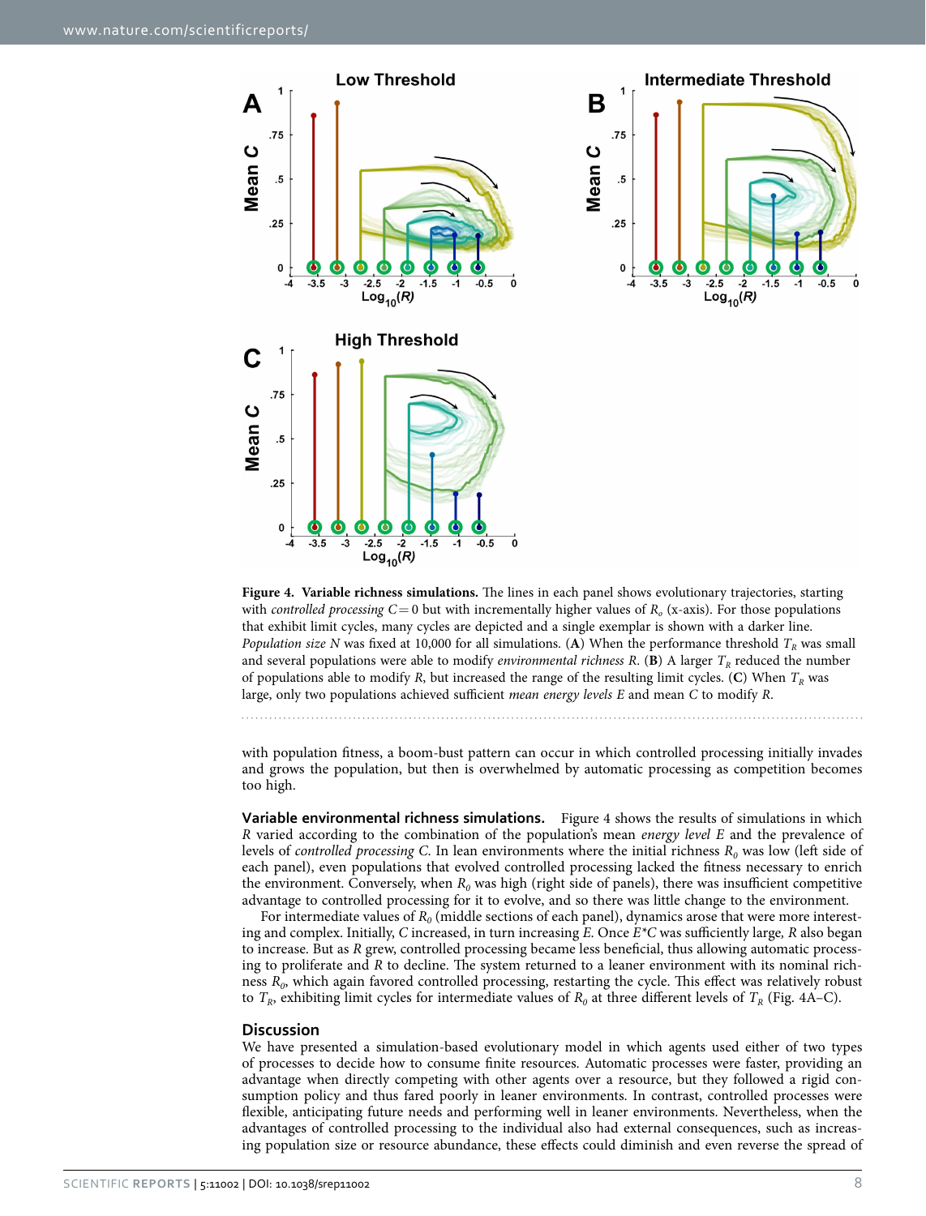**Figure 4. Variable richness simulations.** The lines in each panel shows evolutionary trajectories, starting with *controlled processing* $C = 0$ but with incrementally higher values of $R_o$ (x-axis). For those populations that exhibit limit cycles, many cycles are depicted and a single exemplar is shown with a darker line. *Population size N* was fixed at 10,000 for all simulations. (**A**) When the performance threshold $T_R$ was small and several populations were able to modify *environmental richness R*. (**B**) A larger $T_R$ reduced the number of populations able to modify $R$, but increased the range of the resulting limit cycles. (**C**) When $T_R$ was large, only two populations achieved sufficient *mean energy levels E* and mean $C$ to modify $R$.

with population fitness, a boom-bust pattern can occur in which controlled processing initially invades and grows the population, but then is overwhelmed by automatic processing as competition becomes too high.

**Variable environmental richness simulations.** Figure 4 shows the results of simulations in which $R$ varied according to the combination of the population's mean *energy level E* and the prevalence of levels of *controlled processing C*. In lean environments where the initial richness $R_0$ was low (left side of each panel), even populations that evolved controlled processing lacked the fitness necessary to enrich the environment. Conversely, when $R_0$ was high (right side of panels), there was insufficient competitive advantage to controlled processing for it to evolve, and so there was little change to the environment.

For intermediate values of $R_0$ (middle sections of each panel), dynamics arose that were more interesting and complex. Initially, $C$ increased, in turn increasing $E$. Once $E^*C$ was sufficiently large, $R$ also began to increase. But as $R$ grew, controlled processing became less beneficial, thus allowing automatic processing to proliferate and $R$ to decline. The system returned to a leaner environment with its nominal richness $R_0$, which again favored controlled processing, restarting the cycle. This effect was relatively robust to $T_R$, exhibiting limit cycles for intermediate values of $R_0$ at three different levels of $T_R$ (Fig. 4A–C).

## Discussion

We have presented a simulation-based evolutionary model in which agents used either of two types of processes to decide how to consume finite resources. Automatic processes were faster, providing an advantage when directly competing with other agents over a resource, but they followed a rigid consumption policy and thus fared poorly in leaner environments. In contrast, controlled processes were flexible, anticipating future needs and performing well in leaner environments. Nevertheless, when the advantages of controlled processing to the individual also had external consequences, such as increasing population size or resource abundance, these effects could diminish and even reverse the spread of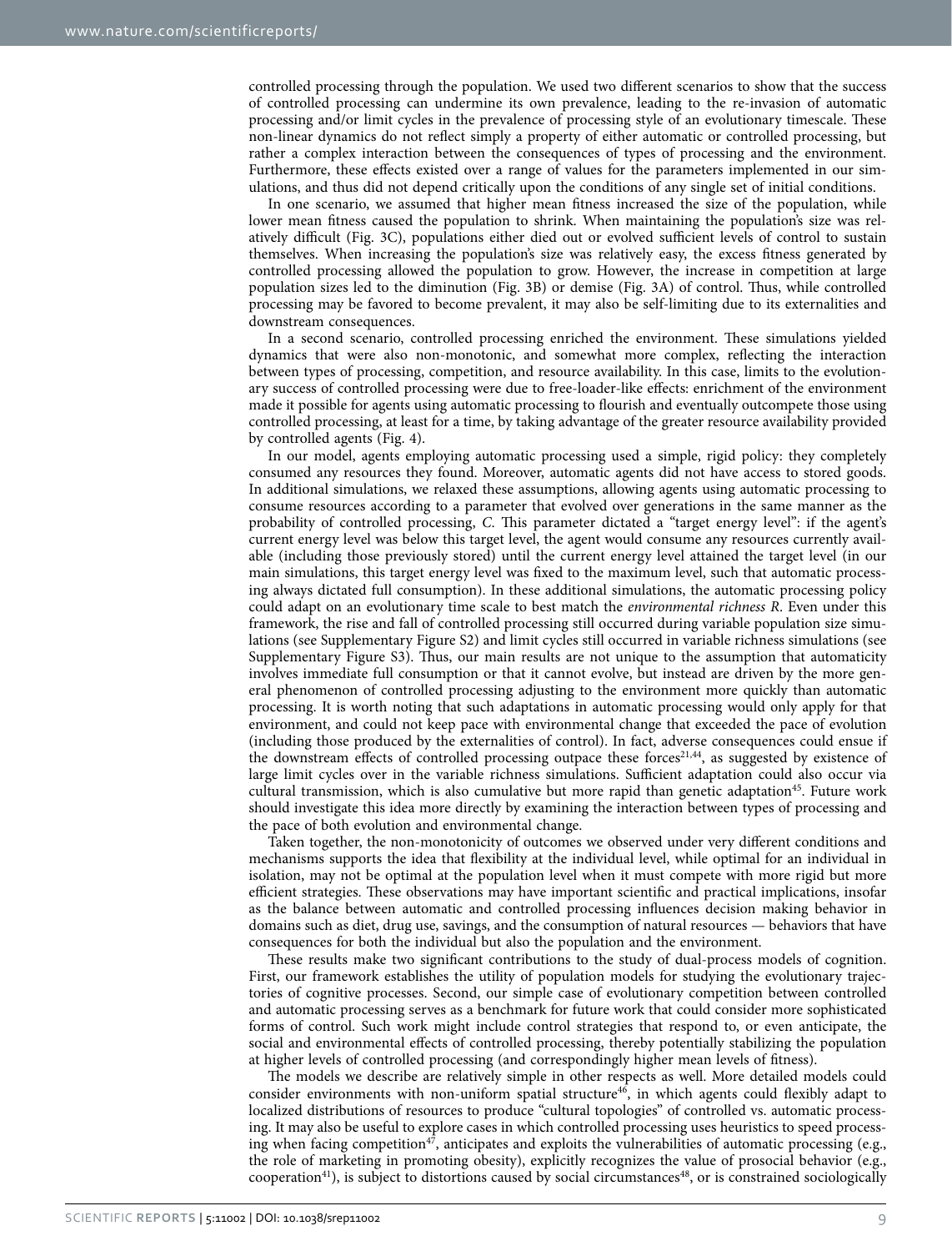controlled processing through the population. We used two different scenarios to show that the success of controlled processing can undermine its own prevalence, leading to the re-invasion of automatic processing and/or limit cycles in the prevalence of processing style of an evolutionary timescale. These non-linear dynamics do not reflect simply a property of either automatic or controlled processing, but rather a complex interaction between the consequences of types of processing and the environment. Furthermore, these effects existed over a range of values for the parameters implemented in our simulations, and thus did not depend critically upon the conditions of any single set of initial conditions.

In one scenario, we assumed that higher mean fitness increased the size of the population, while lower mean fitness caused the population to shrink. When maintaining the population's size was relatively difficult (Fig. 3C), populations either died out or evolved sufficient levels of control to sustain themselves. When increasing the population's size was relatively easy, the excess fitness generated by controlled processing allowed the population to grow. However, the increase in competition at large population sizes led to the diminution (Fig. 3B) or demise (Fig. 3A) of control. Thus, while controlled processing may be favored to become prevalent, it may also be self-limiting due to its externalities and downstream consequences.

In a second scenario, controlled processing enriched the environment. These simulations yielded dynamics that were also non-monotonic, and somewhat more complex, reflecting the interaction between types of processing, competition, and resource availability. In this case, limits to the evolutionary success of controlled processing were due to free-loader-like effects: enrichment of the environment made it possible for agents using automatic processing to flourish and eventually outcompete those using controlled processing, at least for a time, by taking advantage of the greater resource availability provided by controlled agents (Fig. 4).

In our model, agents employing automatic processing used a simple, rigid policy: they completely consumed any resources they found. Moreover, automatic agents did not have access to stored goods. In additional simulations, we relaxed these assumptions, allowing agents using automatic processing to consume resources according to a parameter that evolved over generations in the same manner as the probability of controlled processing, $C$. This parameter dictated a "target energy level": if the agent's current energy level was below this target level, the agent would consume any resources currently available (including those previously stored) until the current energy level attained the target level (in our main simulations, this target energy level was fixed to the maximum level, such that automatic processing always dictated full consumption). In these additional simulations, the automatic processing policy could adapt on an evolutionary time scale to best match the *environmental richness* $R$. Even under this framework, the rise and fall of controlled processing still occurred during variable population size simulations (see Supplementary Figure S2) and limit cycles still occurred in variable richness simulations (see Supplementary Figure S3). Thus, our main results are not unique to the assumption that automaticity involves immediate full consumption or that it cannot evolve, but instead are driven by the more general phenomenon of controlled processing adjusting to the environment more quickly than automatic processing. It is worth noting that such adaptations in automatic processing would only apply for that environment, and could not keep pace with environmental change that exceeded the pace of evolution (including those produced by the externalities of control). In fact, adverse consequences could ensue if the downstream effects of controlled processing outpace these forces[21,44], as suggested by existence of large limit cycles over in the variable richness simulations. Sufficient adaptation could also occur via cultural transmission, which is also cumulative but more rapid than genetic adaptation[45]. Future work should investigate this idea more directly by examining the interaction between types of processing and the pace of both evolution and environmental change.

Taken together, the non-monotonicity of outcomes we observed under very different conditions and mechanisms supports the idea that flexibility at the individual level, while optimal for an individual in isolation, may not be optimal at the population level when it must compete with more rigid but more efficient strategies. These observations may have important scientific and practical implications, insofar as the balance between automatic and controlled processing influences decision making behavior in domains such as diet, drug use, savings, and the consumption of natural resources — behaviors that have consequences for both the individual but also the population and the environment.

These results make two significant contributions to the study of dual-process models of cognition. First, our framework establishes the utility of population models for studying the evolutionary trajectories of cognitive processes. Second, our simple case of evolutionary competition between controlled and automatic processing serves as a benchmark for future work that could consider more sophisticated forms of control. Such work might include control strategies that respond to, or even anticipate, the social and environmental effects of controlled processing, thereby potentially stabilizing the population at higher levels of controlled processing (and correspondingly higher mean levels of fitness).

The models we describe are relatively simple in other respects as well. More detailed models could consider environments with non-uniform spatial structure[46], in which agents could flexibly adapt to localized distributions of resources to produce "cultural topologies" of controlled vs. automatic processing. It may also be useful to explore cases in which controlled processing uses heuristics to speed processing when facing competition[47], anticipates and exploits the vulnerabilities of automatic processing (e.g., the role of marketing in promoting obesity), explicitly recognizes the value of prosocial behavior (e.g., cooperation[41]), is subject to distortions caused by social circumstances[48], or is constrained sociologically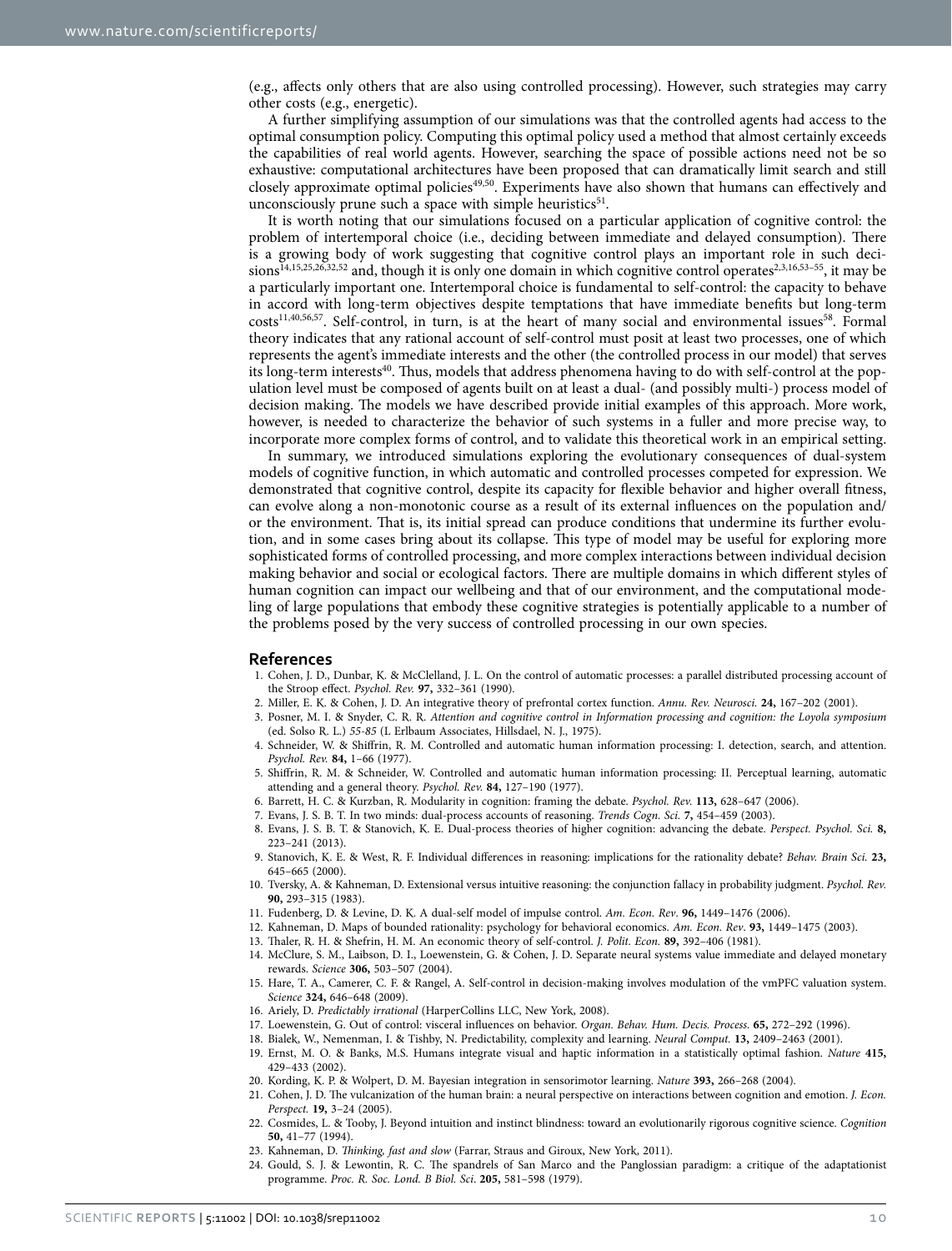(e.g., affects only others that are also using controlled processing). However, such strategies may carry other costs (e.g., energetic).

A further simplifying assumption of our simulations was that the controlled agents had access to the optimal consumption policy. Computing this optimal policy used a method that almost certainly exceeds the capabilities of real world agents. However, searching the space of possible actions need not be so exhaustive: computational architectures have been proposed that can dramatically limit search and still closely approximate optimal policies[49,50]. Experiments have also shown that humans can effectively and unconsciously prune such a space with simple heuristics[51].

It is worth noting that our simulations focused on a particular application of cognitive control: the problem of intertemporal choice (i.e., deciding between immediate and delayed consumption). There is a growing body of work suggesting that cognitive control plays an important role in such decisions[14,15,25,26,32,52] and, though it is only one domain in which cognitive control operates[2,3,16,53–55], it may be a particularly important one. Intertemporal choice is fundamental to self-control: the capacity to behave in accord with long-term objectives despite temptations that have immediate benefits but long-term costs[11,40,56,57]. Self-control, in turn, is at the heart of many social and environmental issues[58]. Formal theory indicates that any rational account of self-control must posit at least two processes, one of which represents the agent's immediate interests and the other (the controlled process in our model) that serves its long-term interests[40]. Thus, models that address phenomena having to do with self-control at the population level must be composed of agents built on at least a dual- (and possibly multi-) process model of decision making. The models we have described provide initial examples of this approach. More work, however, is needed to characterize the behavior of such systems in a fuller and more precise way, to incorporate more complex forms of control, and to validate this theoretical work in an empirical setting.

In summary, we introduced simulations exploring the evolutionary consequences of dual-system models of cognitive function, in which automatic and controlled processes competed for expression. We demonstrated that cognitive control, despite its capacity for flexible behavior and higher overall fitness, can evolve along a non-monotonic course as a result of its external influences on the population and/or the environment. That is, its initial spread can produce conditions that undermine its further evolution, and in some cases bring about its collapse. This type of model may be useful for exploring more sophisticated forms of controlled processing, and more complex interactions between individual decision making behavior and social or ecological factors. There are multiple domains in which different styles of human cognition can impact our wellbeing and that of our environment, and the computational modeling of large populations that embody these cognitive strategies is potentially applicable to a number of the problems posed by the very success of controlled processing in our own species.

## References

1. Cohen, J. D., Dunbar, K. & McClelland, J. L. On the control of automatic processes: a parallel distributed processing account of the Stroop effect. *Psychol. Rev.* **97,** 332–361 (1990).
2. Miller, E. K. & Cohen, J. D. An integrative theory of prefrontal cortex function. *Annu. Rev. Neurosci.* **24,** 167–202 (2001).
3. Posner, M. I. & Snyder, C. R. R. *Attention and cognitive control in Information processing and cognition: the Loyola symposium* (ed. Solso R. L.) *55-85* (L Erlbaum Associates, Hillsdael, N. J., 1975).
4. Schneider, W. & Shiffrin, R. M. Controlled and automatic human information processing: I. detection, search, and attention. *Psychol. Rev.* **84,** 1–66 (1977).
5. Shiffrin, R. M. & Schneider, W. Controlled and automatic human information processing: II. Perceptual learning, automatic attending and a general theory. *Psychol. Rev.* **84,** 127–190 (1977).
6. Barrett, H. C. & Kurzban, R. Modularity in cognition: framing the debate. *Psychol. Rev.* **113,** 628–647 (2006).
7. Evans, J. S. B. T. In two minds: dual-process accounts of reasoning. *Trends Cogn. Sci.* **7,** 454–459 (2003).
8. Evans, J. S. B. T. & Stanovich, K. E. Dual-process theories of higher cognition: advancing the debate. *Perspect. Psychol. Sci.* **8,** 223–241 (2013).
9. Stanovich, K. E. & West, R. F. Individual differences in reasoning: implications for the rationality debate? *Behav. Brain Sci.* **23,** 645–665 (2000).
10. Tversky, A. & Kahneman, D. Extensional versus intuitive reasoning: the conjunction fallacy in probability judgment. *Psychol. Rev.* **90,** 293–315 (1983).
11. Fudenberg, D. & Levine, D. K. A dual-self model of impulse control. *Am. Econ. Rev*. **96,** 1449–1476 (2006).
12. Kahneman, D. Maps of bounded rationality: psychology for behavioral economics. *Am. Econ. Rev*. **93,** 1449–1475 (2003).
13. Thaler, R. H. & Shefrin, H. M. An economic theory of self-control. *J. Polit. Econ.* **89,** 392–406 (1981).
14. McClure, S. M., Laibson, D. I., Loewenstein, G. & Cohen, J. D. Separate neural systems value immediate and delayed monetary rewards. *Science* **306,** 503–507 (2004).
15. Hare, T. A., Camerer, C. F. & Rangel, A. Self-control in decision-making involves modulation of the vmPFC valuation system. *Science* **324,** 646–648 (2009).
16. Ariely, D. *Predictably irrational* (HarperCollins LLC, New York, 2008).
17. Loewenstein, G. Out of control: visceral influences on behavior. *Organ. Behav. Hum. Decis. Process*. **65,** 272–292 (1996).
18. Bialek, W., Nemenman, I. & Tishby, N. Predictability, complexity and learning. *Neural Comput.* **13,** 2409–2463 (2001).
19. Ernst, M. O. & Banks, M.S. Humans integrate visual and haptic information in a statistically optimal fashion. *Nature* **415,** 429–433 (2002).
20. Kording, K. P. & Wolpert, D. M. Bayesian integration in sensorimotor learning. *Nature* **393,** 266–268 (2004).
21. Cohen, J. D. The vulcanization of the human brain: a neural perspective on interactions between cognition and emotion. *J. Econ. Perspect.* **19,** 3–24 (2005).
22. Cosmides, L. & Tooby, J. Beyond intuition and instinct blindness: toward an evolutionarily rigorous cognitive science. *Cognition* **50,** 41–77 (1994).
23. Kahneman, D. *Thinking, fast and slow* (Farrar, Straus and Giroux, New York, 2011).
24. Gould, S. J. & Lewontin, R. C. The spandrels of San Marco and the Panglossian paradigm: a critique of the adaptationist programme. *Proc. R. Soc. Lond. B Biol. Sci*. **205,** 581–598 (1979).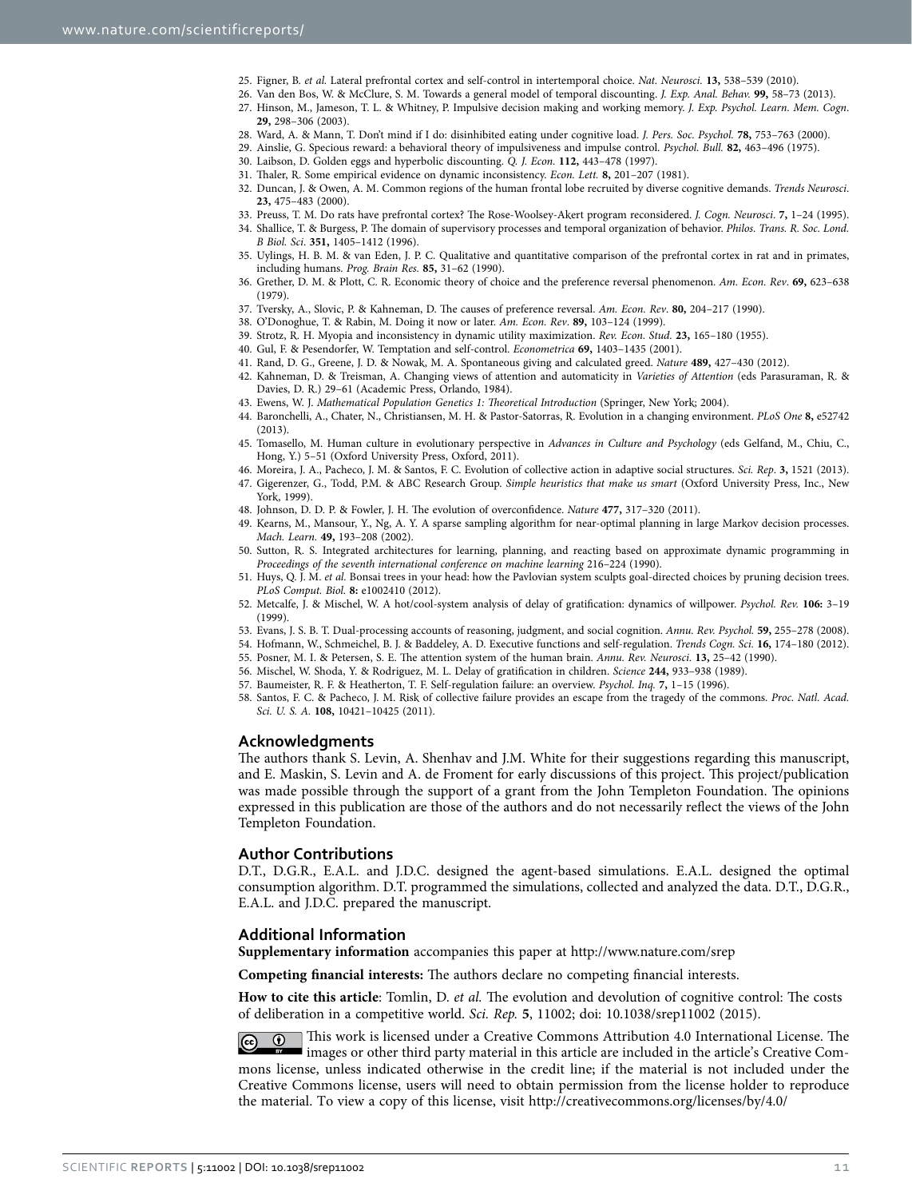25. Figner, B. *et al.* Lateral prefrontal cortex and self-control in intertemporal choice. *Nat. Neurosci.* **13,** 538–539 (2010).
26. Van den Bos, W. & McClure, S. M. Towards a general model of temporal discounting. *J. Exp. Anal. Behav.* **99,** 58–73 (2013).
27. Hinson, M., Jameson, T. L. & Whitney, P. Impulsive decision making and working memory. *J. Exp. Psychol. Learn. Mem. Cogn*. **29,** 298–306 (2003).
28. Ward, A. & Mann, T. Don't mind if I do: disinhibited eating under cognitive load. *J. Pers. Soc. Psychol.* **78,** 753–763 (2000).
29. Ainslie, G. Specious reward: a behavioral theory of impulsiveness and impulse control. *Psychol. Bull.* **82,** 463–496 (1975).
30. Laibson, D. Golden eggs and hyperbolic discounting. *Q. J. Econ.* **112,** 443–478 (1997).
31. Thaler, R. Some empirical evidence on dynamic inconsistency. *Econ. Lett.* **8,** 201–207 (1981).
32. Duncan, J. & Owen, A. M. Common regions of the human frontal lobe recruited by diverse cognitive demands. *Trends Neurosci*. **23,** 475–483 (2000).
33. Preuss, T. M. Do rats have prefrontal cortex? The Rose-Woolsey-Akert program reconsidered. *J. Cogn. Neurosci*. **7,** 1–24 (1995).
34. Shallice, T. & Burgess, P. The domain of supervisory processes and temporal organization of behavior. *Philos. Trans. R. Soc. Lond. B Biol. Sci*. **351,** 1405–1412 (1996).
35. Uylings, H. B. M. & van Eden, J. P. C. Qualitative and quantitative comparison of the prefrontal cortex in rat and in primates, including humans. *Prog. Brain Res.* **85,** 31–62 (1990).
36. Grether, D. M. & Plott, C. R. Economic theory of choice and the preference reversal phenomenon. *Am. Econ. Rev*. **69,** 623–638 (1979).
37. Tversky, A., Slovic, P. & Kahneman, D. The causes of preference reversal. *Am. Econ. Rev*. **80,** 204–217 (1990).
38. O'Donoghue, T. & Rabin, M. Doing it now or later. *Am. Econ. Rev*. **89,** 103–124 (1999).
39. Strotz, R. H. Myopia and inconsistency in dynamic utility maximization. *Rev. Econ. Stud.* **23,** 165–180 (1955).
40. Gul, F. & Pesendorfer, W. Temptation and self-control. *Econometrica* **69,** 1403–1435 (2001).
41. Rand, D. G., Greene, J. D. & Nowak, M. A. Spontaneous giving and calculated greed. *Nature* **489,** 427–430 (2012).
42. Kahneman, D. & Treisman, A. Changing views of attention and automaticity in *Varieties of Attention* (eds Parasuraman, R. & Davies, D. R.) 29–61 (Academic Press, Orlando, 1984).
43. Ewens, W. J. *Mathematical Population Genetics 1: Theoretical Introduction* (Springer, New York; 2004).
44. Baronchelli, A., Chater, N., Christiansen, M. H. & Pastor-Satorras, R. Evolution in a changing environment. *PLoS One* **8,** e52742 (2013).
45. Tomasello, M. Human culture in evolutionary perspective in *Advances in Culture and Psychology* (eds Gelfand, M., Chiu, C., Hong, Y.) 5–51 (Oxford University Press, Oxford, 2011).
46. Moreira, J. A., Pacheco, J. M. & Santos, F. C. Evolution of collective action in adaptive social structures. *Sci. Rep*. **3,** 1521 (2013).
47. Gigerenzer, G., Todd, P.M. & ABC Research Group. *Simple heuristics that make us smart* (Oxford University Press, Inc., New York, 1999).
48. Johnson, D. D. P. & Fowler, J. H. The evolution of overconfidence. *Nature* **477,** 317–320 (2011).
49. Kearns, M., Mansour, Y., Ng, A. Y. A sparse sampling algorithm for near-optimal planning in large Markov decision processes. *Mach. Learn.* **49,** 193–208 (2002).
50. Sutton, R. S. Integrated architectures for learning, planning, and reacting based on approximate dynamic programming in *Proceedings of the seventh international conference on machine learning* 216–224 (1990).
51. Huys, Q. J. M. *et al.* Bonsai trees in your head: how the Pavlovian system sculpts goal-directed choices by pruning decision trees. *PLoS Comput. Biol.* **8:** e1002410 (2012).
52. Metcalfe, J. & Mischel, W. A hot/cool-system analysis of delay of gratification: dynamics of willpower. *Psychol. Rev.* **106:** 3–19 (1999).
53. Evans, J. S. B. T. Dual-processing accounts of reasoning, judgment, and social cognition. *Annu. Rev. Psychol.* **59,** 255–278 (2008).
54. Hofmann, W., Schmeichel, B. J. & Baddeley, A. D. Executive functions and self-regulation. *Trends Cogn. Sci.* **16,** 174–180 (2012).
55. Posner, M. I. & Petersen, S. E. The attention system of the human brain. *Annu. Rev. Neurosci.* **13,** 25–42 (1990).
56. Mischel, W. Shoda, Y. & Rodriguez, M. L. Delay of gratification in children. *Science* **244,** 933–938 (1989).
57. Baumeister, R. F. & Heatherton, T. F. Self-regulation failure: an overview. *Psychol. Inq.* **7,** 1–15 (1996).
58. Santos, F. C. & Pacheco, J. M. Risk of collective failure provides an escape from the tragedy of the commons. *Proc. Natl. Acad. Sci. U. S. A.* **108,** 10421–10425 (2011).

## Acknowledgments

The authors thank S. Levin, A. Shenhav and J.M. White for their suggestions regarding this manuscript, and E. Maskin, S. Levin and A. de Froment for early discussions of this project. This project/publication was made possible through the support of a grant from the John Templeton Foundation. The opinions expressed in this publication are those of the authors and do not necessarily reflect the views of the John Templeton Foundation.

## Author Contributions

D.T., D.G.R., E.A.L. and J.D.C. designed the agent-based simulations. E.A.L. designed the optimal consumption algorithm. D.T. programmed the simulations, collected and analyzed the data. D.T., D.G.R., E.A.L. and J.D.C. prepared the manuscript.

## Additional Information

**Supplementary information** accompanies this paper at http://www.nature.com/srep

**Competing financial interests:** The authors declare no competing financial interests.

**How to cite this article**: Tomlin, D. *et al.* The evolution and devolution of cognitive control: The costs of deliberation in a competitive world. *Sci. Rep.* **5**, 11002; doi: 10.1038/srep11002 (2015).

This work is licensed under a Creative Commons Attribution 4.0 International License. The images or other third party material in this article are included in the article's Creative Commons license, unless indicated otherwise in the credit line; if the material is not included under the Creative Commons license, users will need to obtain permission from the license holder to reproduce the material. To view a copy of this license, visit http://creativecommons.org/licenses/by/4.0/